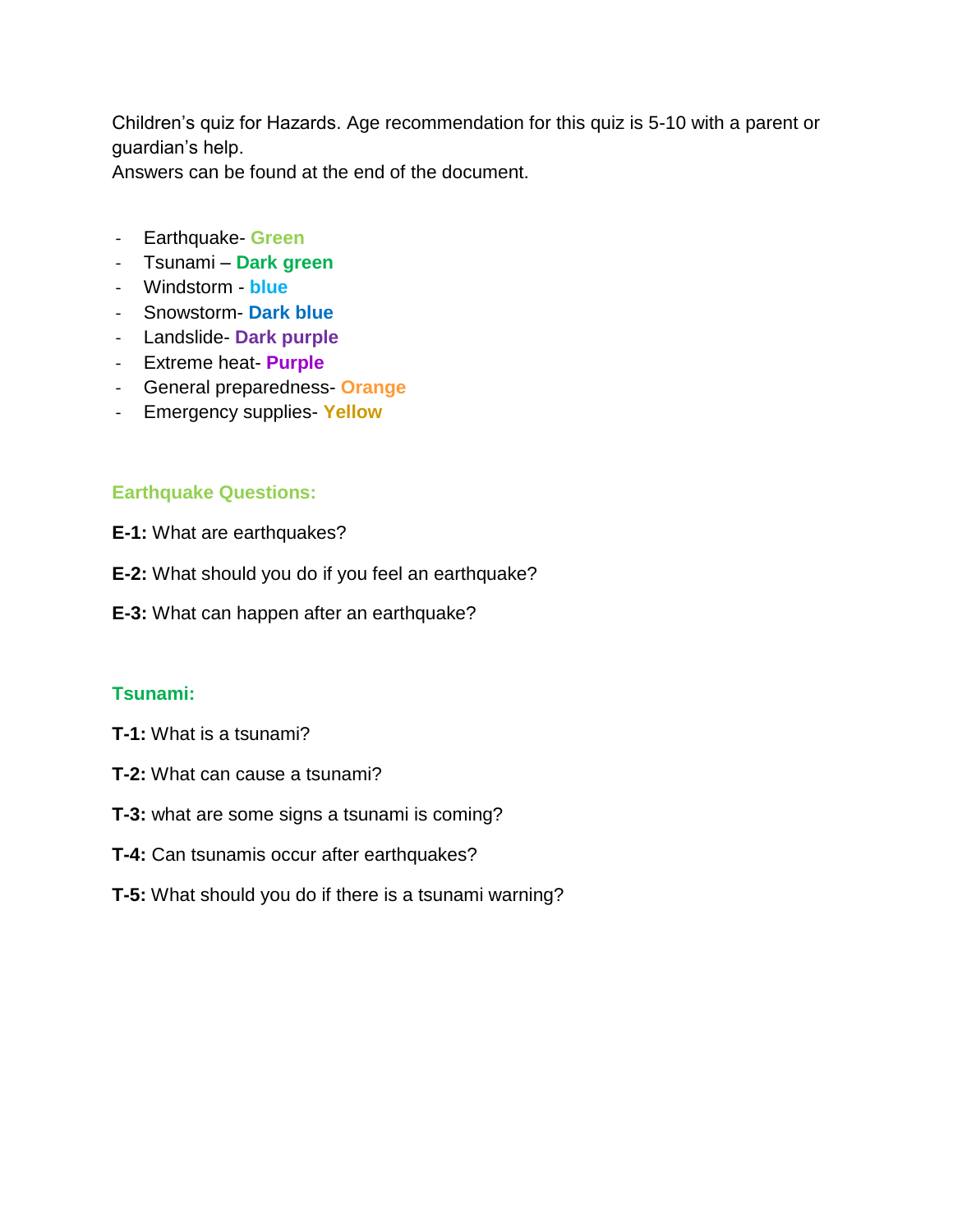Children's quiz for Hazards. Age recommendation for this quiz is 5-10 with a parent or guardian's help.
Answers can be found at the end of the document.

- Earthquake- **Green**
- Tsunami – **Dark green**
- Windstorm - **blue**
- Snowstorm- **Dark blue**
- Landslide- **Dark purple**
- Extreme heat- **Purple**
- General preparedness- **Orange**
- Emergency supplies- **Yellow**

### Earthquake Questions:

**E-1:** What are earthquakes?

**E-2:** What should you do if you feel an earthquake?

**E-3:** What can happen after an earthquake?

### Tsunami:

**T-1:** What is a tsunami?

**T-2:** What can cause a tsunami?

**T-3:** what are some signs a tsunami is coming?

**T-4:** Can tsunamis occur after earthquakes?

**T-5:** What should you do if there is a tsunami warning?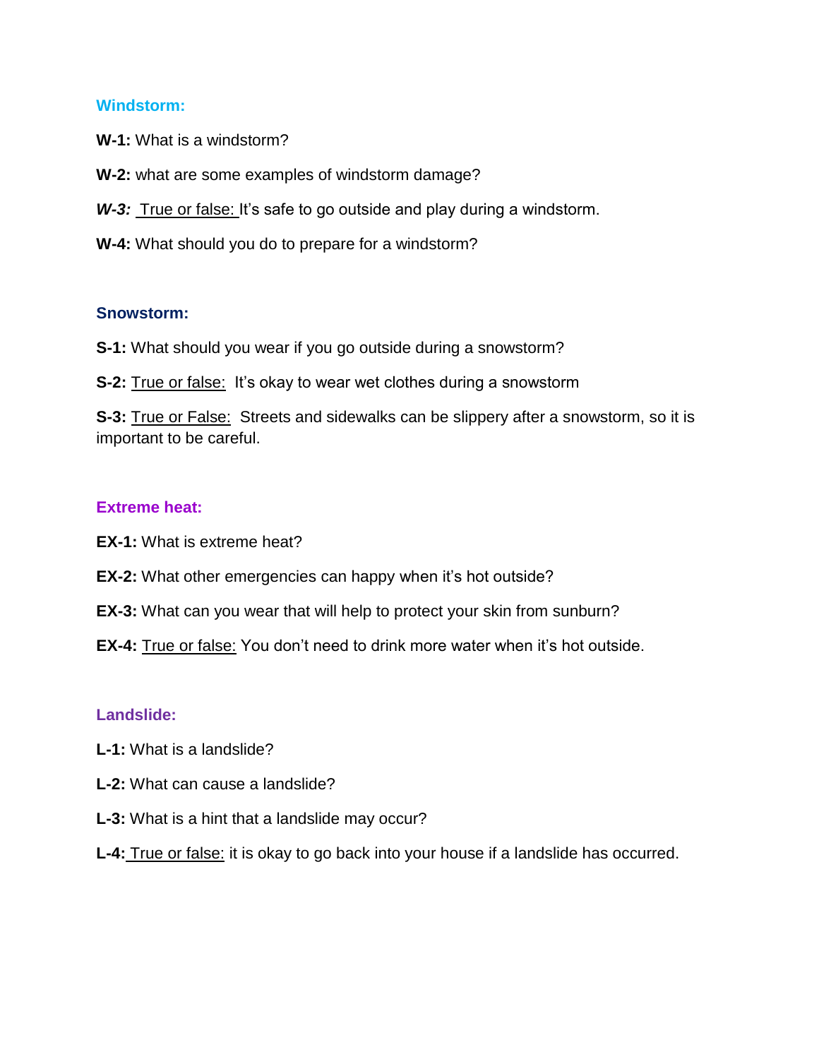## Windstorm:

**W-1:** What is a windstorm?

**W-2:** what are some examples of windstorm damage?

***W-3:*** True or false: It's safe to go outside and play during a windstorm.

**W-4:** What should you do to prepare for a windstorm?

## Snowstorm:

**S-1:** What should you wear if you go outside during a snowstorm?

**S-2:** True or false: It's okay to wear wet clothes during a snowstorm

**S-3:** True or False: Streets and sidewalks can be slippery after a snowstorm, so it is important to be careful.

## Extreme heat:

**EX-1:** What is extreme heat?

**EX-2:** What other emergencies can happy when it's hot outside?

**EX-3:** What can you wear that will help to protect your skin from sunburn?

**EX-4:** True or false: You don't need to drink more water when it's hot outside.

## Landslide:

**L-1:** What is a landslide?

**L-2:** What can cause a landslide?

**L-3:** What is a hint that a landslide may occur?

**L-4:** True or false: it is okay to go back into your house if a landslide has occurred.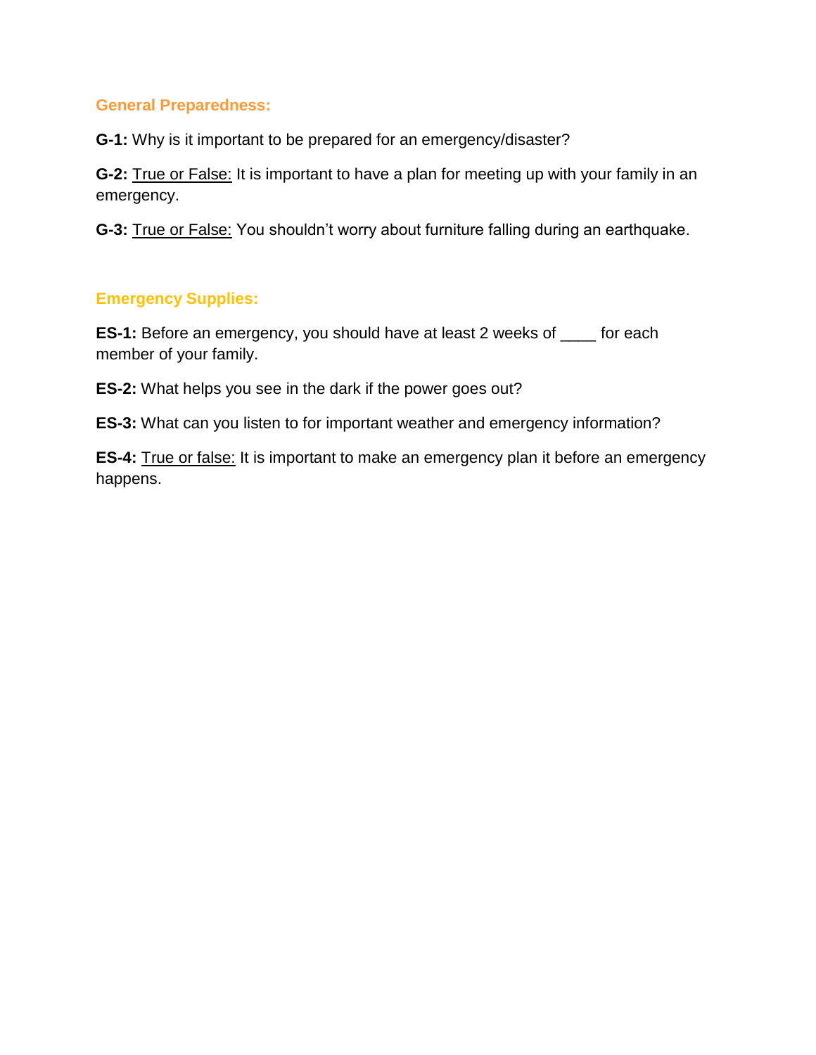## General Preparedness:

**G-1:** Why is it important to be prepared for an emergency/disaster?

**G-2:** True or False: It is important to have a plan for meeting up with your family in an emergency.

**G-3:** True or False: You shouldn't worry about furniture falling during an earthquake.

## Emergency Supplies:

**ES-1:** Before an emergency, you should have at least 2 weeks of ____ for each member of your family.

**ES-2:** What helps you see in the dark if the power goes out?

**ES-3:** What can you listen to for important weather and emergency information?

**ES-4:** True or false: It is important to make an emergency plan it before an emergency happens.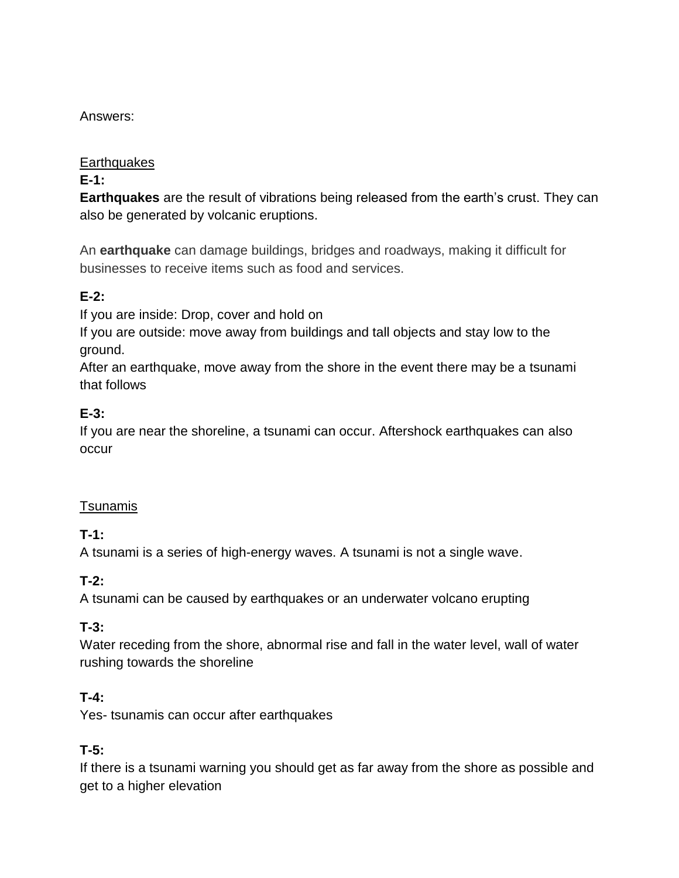Answers:

<u>Earthquakes</u>

**E-1:**

**Earthquakes** are the result of vibrations being released from the earth's crust. They can also be generated by volcanic eruptions.

An **earthquake** can damage buildings, bridges and roadways, making it difficult for businesses to receive items such as food and services.

**E-2:**

If you are inside: Drop, cover and hold on

If you are outside: move away from buildings and tall objects and stay low to the ground.

After an earthquake, move away from the shore in the event there may be a tsunami that follows

**E-3:**

If you are near the shoreline, a tsunami can occur. Aftershock earthquakes can also occur

<u>Tsunamis</u>

**T-1:**

A tsunami is a series of high-energy waves. A tsunami is not a single wave.

**T-2:**

A tsunami can be caused by earthquakes or an underwater volcano erupting

**T-3:**

Water receding from the shore, abnormal rise and fall in the water level, wall of water rushing towards the shoreline

**T-4:**

Yes- tsunamis can occur after earthquakes

**T-5:**

If there is a tsunami warning you should get as far away from the shore as possible and get to a higher elevation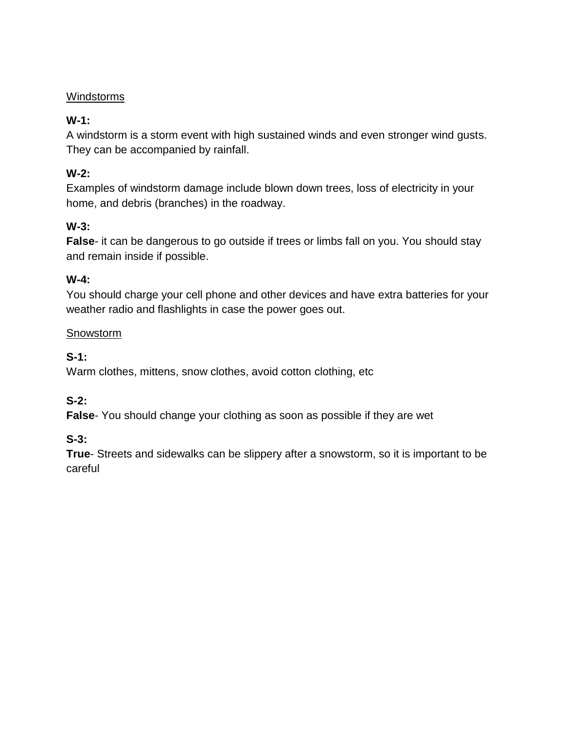<u>Windstorms</u>

**W-1:**
A windstorm is a storm event with high sustained winds and even stronger wind gusts. They can be accompanied by rainfall.

**W-2:**
Examples of windstorm damage include blown down trees, loss of electricity in your home, and debris (branches) in the roadway.

**W-3:**
**False**- it can be dangerous to go outside if trees or limbs fall on you. You should stay and remain inside if possible.

**W-4:**
You should charge your cell phone and other devices and have extra batteries for your weather radio and flashlights in case the power goes out.

<u>Snowstorm</u>

**S-1:**
Warm clothes, mittens, snow clothes, avoid cotton clothing, etc

**S-2:**
**False**- You should change your clothing as soon as possible if they are wet

**S-3:**
**True**- Streets and sidewalks can be slippery after a snowstorm, so it is important to be careful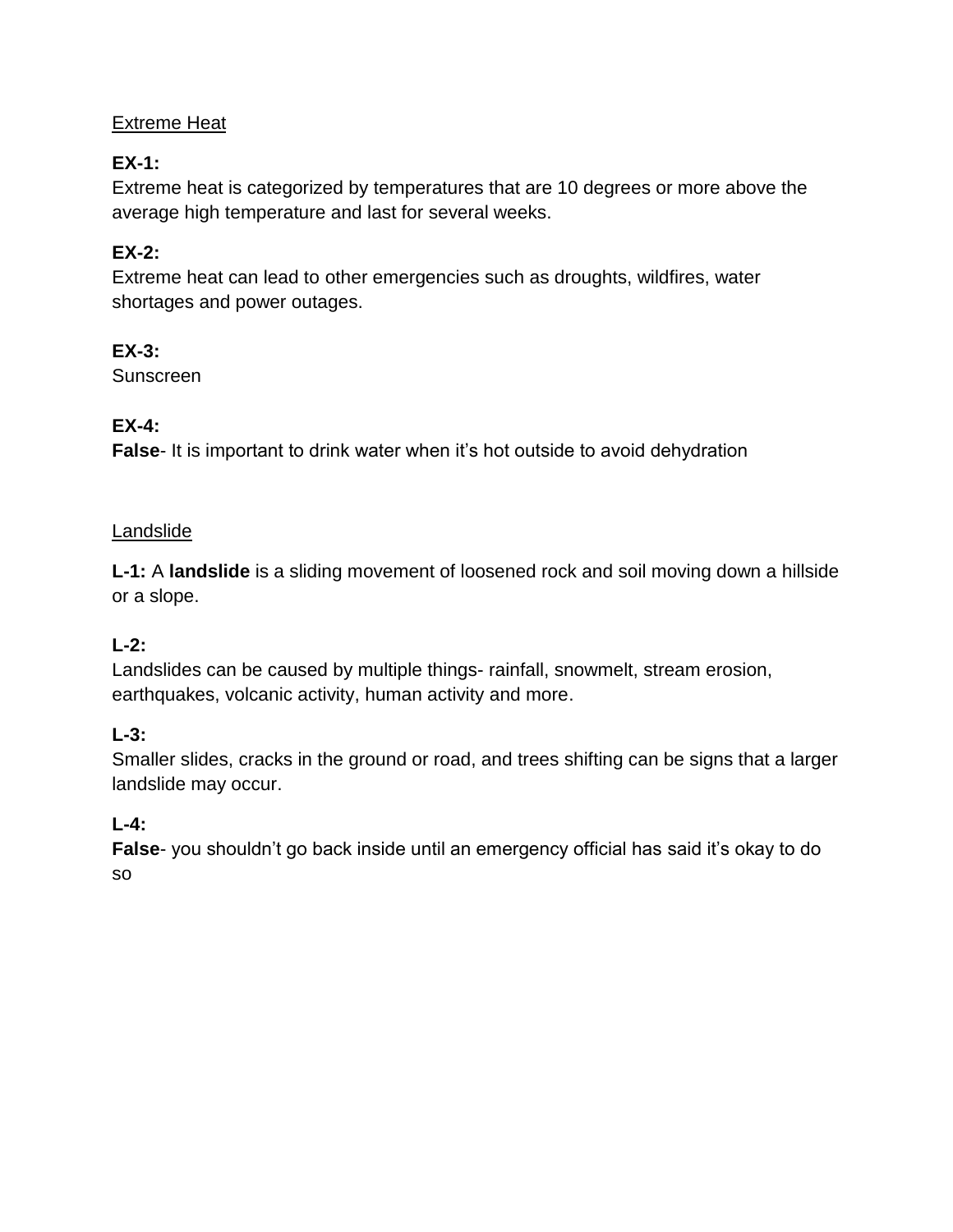Extreme Heat

**EX-1:**
Extreme heat is categorized by temperatures that are 10 degrees or more above the average high temperature and last for several weeks.

**EX-2:**
Extreme heat can lead to other emergencies such as droughts, wildfires, water shortages and power outages.

**EX-3:**
Sunscreen

**EX-4:**
**False**- It is important to drink water when it's hot outside to avoid dehydration

Landslide

**L-1:** A **landslide** is a sliding movement of loosened rock and soil moving down a hillside or a slope.

**L-2:**
Landslides can be caused by multiple things- rainfall, snowmelt, stream erosion, earthquakes, volcanic activity, human activity and more.

**L-3:**
Smaller slides, cracks in the ground or road, and trees shifting can be signs that a larger landslide may occur.

**L-4:**
**False**- you shouldn't go back inside until an emergency official has said it's okay to do so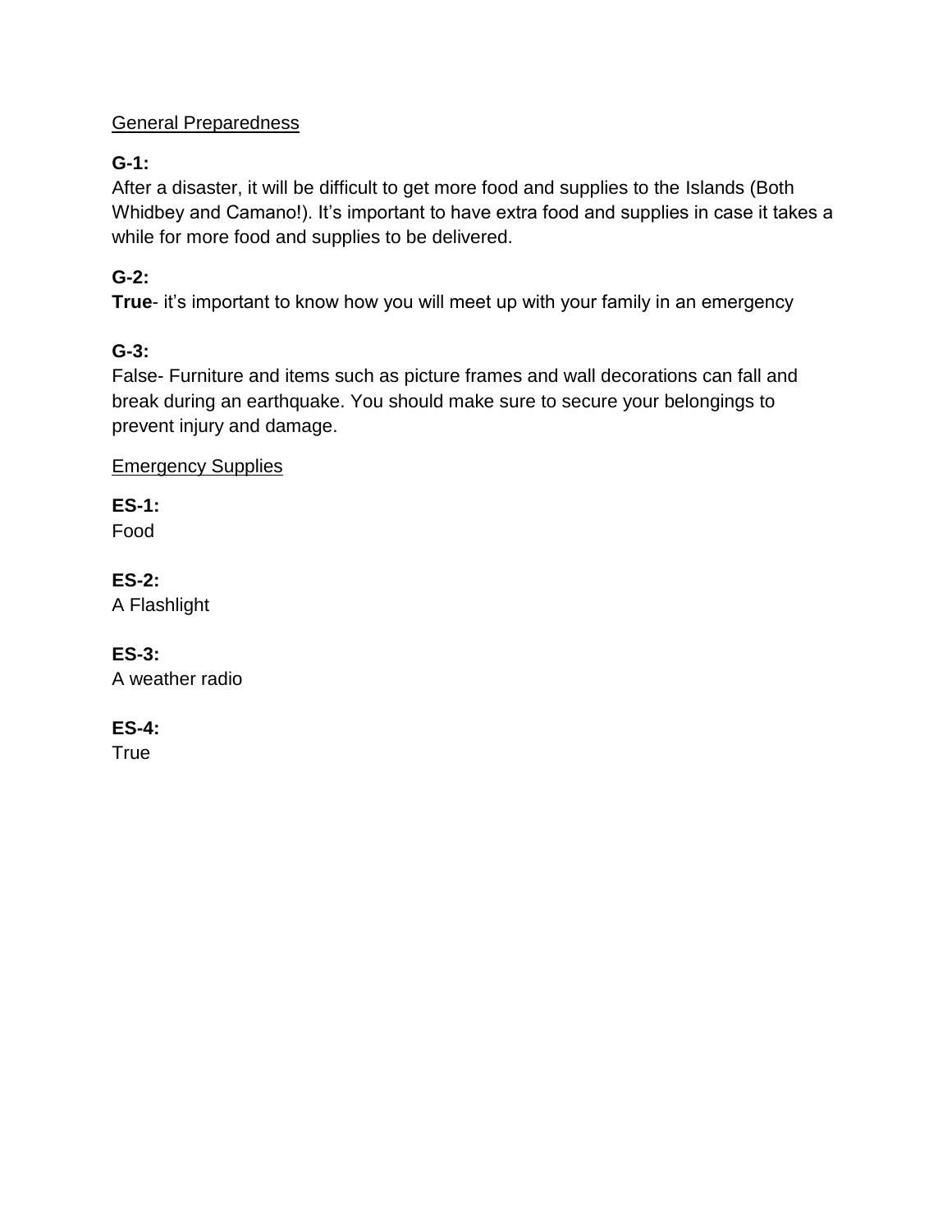<u>General Preparedness</u>

**G-1:**
After a disaster, it will be difficult to get more food and supplies to the Islands (Both Whidbey and Camano!). It's important to have extra food and supplies in case it takes a while for more food and supplies to be delivered.

**G-2:**
**True**- it's important to know how you will meet up with your family in an emergency

**G-3:**
False- Furniture and items such as picture frames and wall decorations can fall and break during an earthquake. You should make sure to secure your belongings to prevent injury and damage.

<u>Emergency Supplies</u>

**ES-1:**
Food

**ES-2:**
A Flashlight

**ES-3:**
A weather radio

**ES-4:**
True